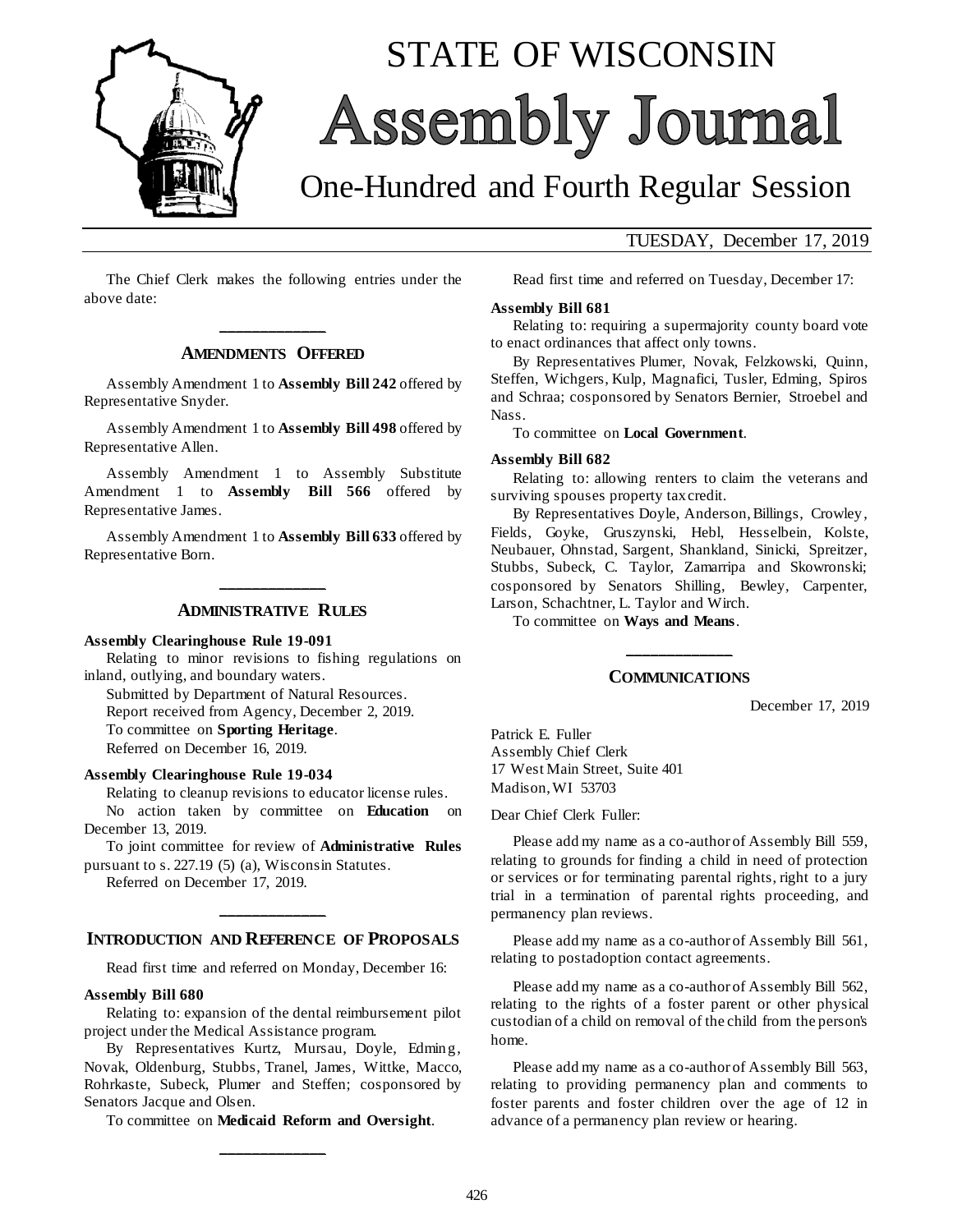# STATE OF WISCONSIN Assembly Journal

## One-Hundred and Fourth Regular Session

TUESDAY, December 17, 2019

The Chief Clerk makes the following entries under the above date:

## AMENDMENTS OFFERED

Assembly Amendment 1 to **Assembly Bill 242** offered by Representative Snyder.

Assembly Amendment 1 to **Assembly Bill 498** offered by Representative Allen.

Assembly Amendment 1 to Assembly Substitute Amendment 1 to **Assembly Bill 566** offered by Representative James.

Assembly Amendment 1 to **Assembly Bill 633** offered by Representative Born.

## ADMINISTRATIVE RULES

**Assembly Clearinghouse Rule 19-091**

Relating to minor revisions to fishing regulations on inland, outlying, and boundary waters.

Submitted by Department of Natural Resources.

Report received from Agency, December 2, 2019.

To committee on **Sporting Heritage**.

Referred on December 16, 2019.

**Assembly Clearinghouse Rule 19-034**

Relating to cleanup revisions to educator license rules.

No action taken by committee on **Education** on December 13, 2019.

To joint committee for review of **Administrative Rules** pursuant to s. 227.19 (5) (a), Wisconsin Statutes.

Referred on December 17, 2019.

## INTRODUCTION AND REFERENCE OF PROPOSALS

Read first time and referred on Monday, December 16:

**Assembly Bill 680**

Relating to: expansion of the dental reimbursement pilot project under the Medical Assistance program.

By Representatives Kurtz, Mursau, Doyle, Edming, Novak, Oldenburg, Stubbs, Tranel, James, Wittke, Macco, Rohrkaste, Subeck, Plumer and Steffen; cosponsored by Senators Jacque and Olsen.

To committee on **Medicaid Reform and Oversight**.

Read first time and referred on Tuesday, December 17:

**Assembly Bill 681**

Relating to: requiring a supermajority county board vote to enact ordinances that affect only towns.

By Representatives Plumer, Novak, Felzkowski, Quinn, Steffen, Wichgers, Kulp, Magnafici, Tusler, Edming, Spiros and Schraa; cosponsored by Senators Bernier, Stroebel and Nass.

To committee on **Local Government**.

**Assembly Bill 682**

Relating to: allowing renters to claim the veterans and surviving spouses property tax credit.

By Representatives Doyle, Anderson, Billings, Crowley, Fields, Goyke, Gruszynski, Hebl, Hesselbein, Kolste, Neubauer, Ohnstad, Sargent, Shankland, Sinicki, Spreitzer, Stubbs, Subeck, C. Taylor, Zamarripa and Skowronski; cosponsored by Senators Shilling, Bewley, Carpenter, Larson, Schachtner, L. Taylor and Wirch.

To committee on **Ways and Means**.

## COMMUNICATIONS

December 17, 2019

Patrick E. Fuller
Assembly Chief Clerk
17 West Main Street, Suite 401
Madison, WI 53703

Dear Chief Clerk Fuller:

Please add my name as a co-author of Assembly Bill 559, relating to grounds for finding a child in need of protection or services or for terminating parental rights, right to a jury trial in a termination of parental rights proceeding, and permanency plan reviews.

Please add my name as a co-author of Assembly Bill 561, relating to postadoption contact agreements.

Please add my name as a co-author of Assembly Bill 562, relating to the rights of a foster parent or other physical custodian of a child on removal of the child from the person's home.

Please add my name as a co-author of Assembly Bill 563, relating to providing permanency plan and comments to foster parents and foster children over the age of 12 in advance of a permanency plan review or hearing.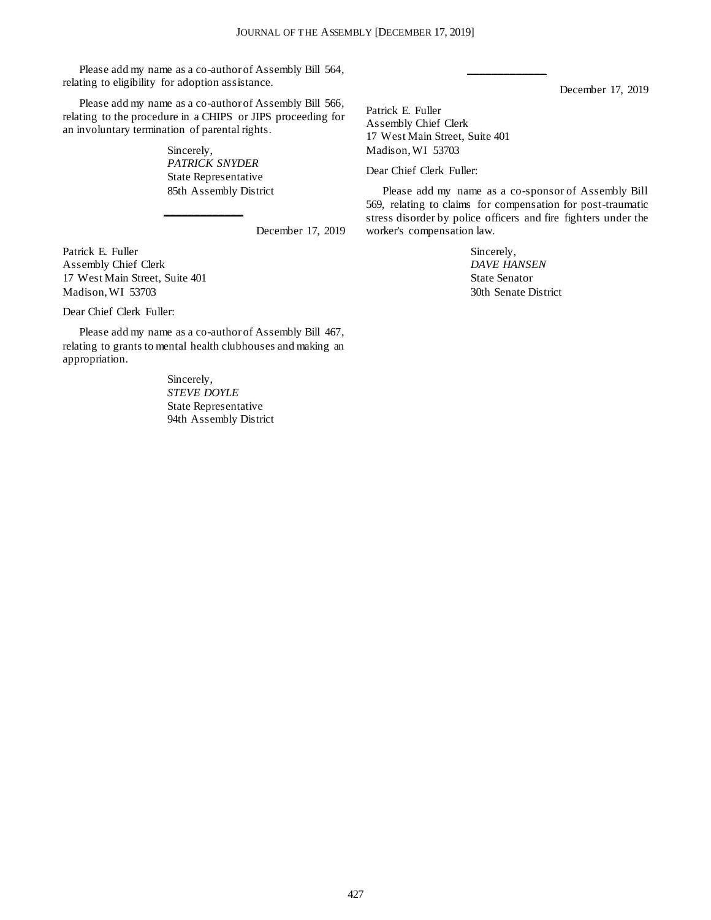Please add my name as a co-author of Assembly Bill 564, relating to eligibility for adoption assistance.

Please add my name as a co-author of Assembly Bill 566, relating to the procedure in a CHIPS or JIPS proceeding for an involuntary termination of parental rights.

Sincerely,
*PATRICK SNYDER*
State Representative
85th Assembly District

---

December 17, 2019

Patrick E. Fuller
Assembly Chief Clerk
17 West Main Street, Suite 401
Madison, WI 53703

Dear Chief Clerk Fuller:

Please add my name as a co-author of Assembly Bill 467, relating to grants to mental health clubhouses and making an appropriation.

Sincerely,
*STEVE DOYLE*
State Representative
94th Assembly District

---

December 17, 2019

Patrick E. Fuller
Assembly Chief Clerk
17 West Main Street, Suite 401
Madison, WI 53703

Dear Chief Clerk Fuller:

Please add my name as a co-sponsor of Assembly Bill 569, relating to claims for compensation for post-traumatic stress disorder by police officers and fire fighters under the worker's compensation law.

Sincerely,
*DAVE HANSEN*
State Senator
30th Senate District